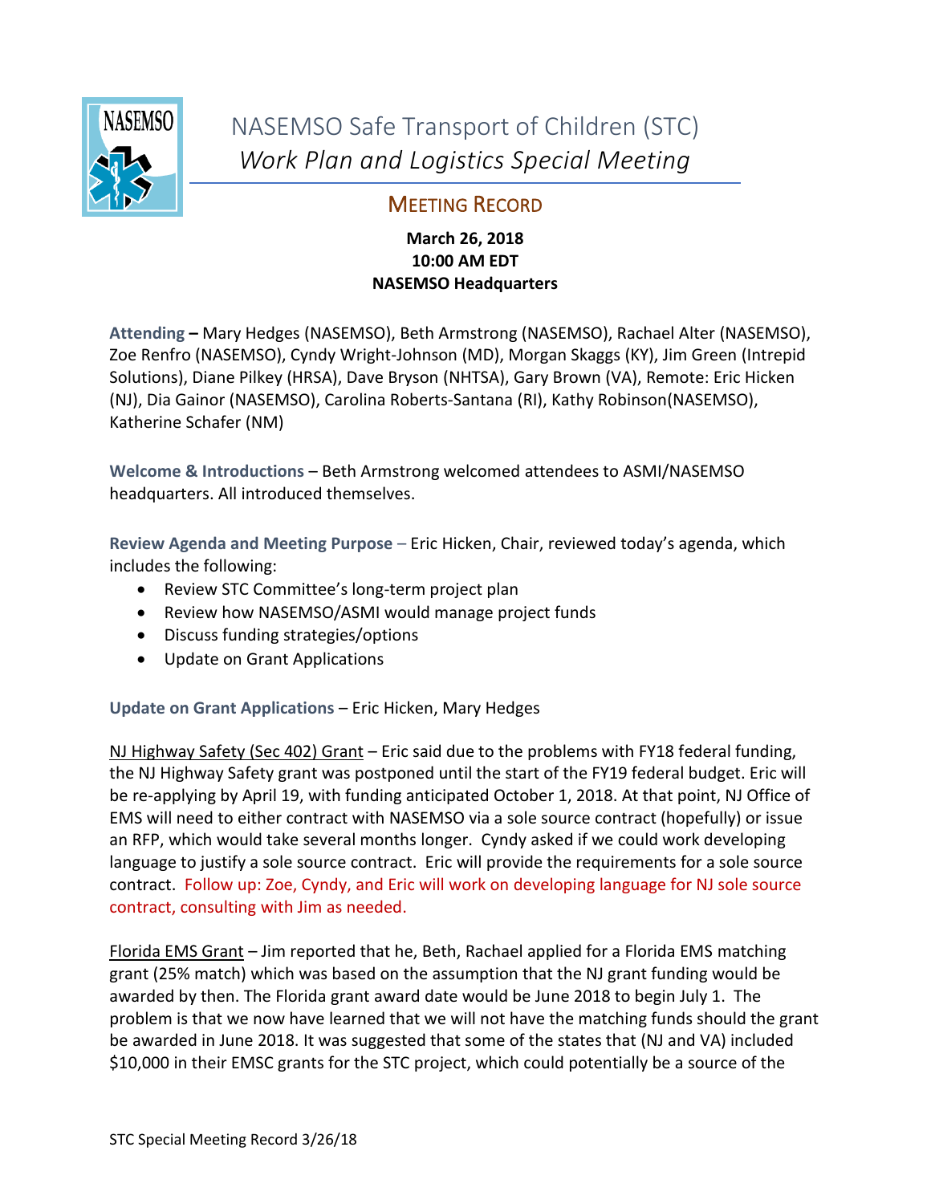# NASEMSO Safe Transport of Children (STC)

## *Work Plan and Logistics Special Meeting*

### MEETING RECORD

**March 26, 2018**
**10:00 AM EDT**
**NASEMSO Headquarters**

**Attending –** Mary Hedges (NASEMSO), Beth Armstrong (NASEMSO), Rachael Alter (NASEMSO), Zoe Renfro (NASEMSO), Cyndy Wright-Johnson (MD), Morgan Skaggs (KY), Jim Green (Intrepid Solutions), Diane Pilkey (HRSA), Dave Bryson (NHTSA), Gary Brown (VA), Remote: Eric Hicken (NJ), Dia Gainor (NASEMSO), Carolina Roberts-Santana (RI), Kathy Robinson(NASEMSO), Katherine Schafer (NM)

**Welcome & Introductions** – Beth Armstrong welcomed attendees to ASMI/NASEMSO headquarters. All introduced themselves.

**Review Agenda and Meeting Purpose** – Eric Hicken, Chair, reviewed today's agenda, which includes the following:

- Review STC Committee's long-term project plan
- Review how NASEMSO/ASMI would manage project funds
- Discuss funding strategies/options
- Update on Grant Applications

**Update on Grant Applications** – Eric Hicken, Mary Hedges

NJ Highway Safety (Sec 402) Grant – Eric said due to the problems with FY18 federal funding, the NJ Highway Safety grant was postponed until the start of the FY19 federal budget. Eric will be re-applying by April 19, with funding anticipated October 1, 2018. At that point, NJ Office of EMS will need to either contract with NASEMSO via a sole source contract (hopefully) or issue an RFP, which would take several months longer. Cyndy asked if we could work developing language to justify a sole source contract. Eric will provide the requirements for a sole source contract. Follow up: Zoe, Cyndy, and Eric will work on developing language for NJ sole source contract, consulting with Jim as needed.

Florida EMS Grant – Jim reported that he, Beth, Rachael applied for a Florida EMS matching grant (25% match) which was based on the assumption that the NJ grant funding would be awarded by then. The Florida grant award date would be June 2018 to begin July 1. The problem is that we now have learned that we will not have the matching funds should the grant be awarded in June 2018. It was suggested that some of the states that (NJ and VA) included $10,000 in their EMSC grants for the STC project, which could potentially be a source of the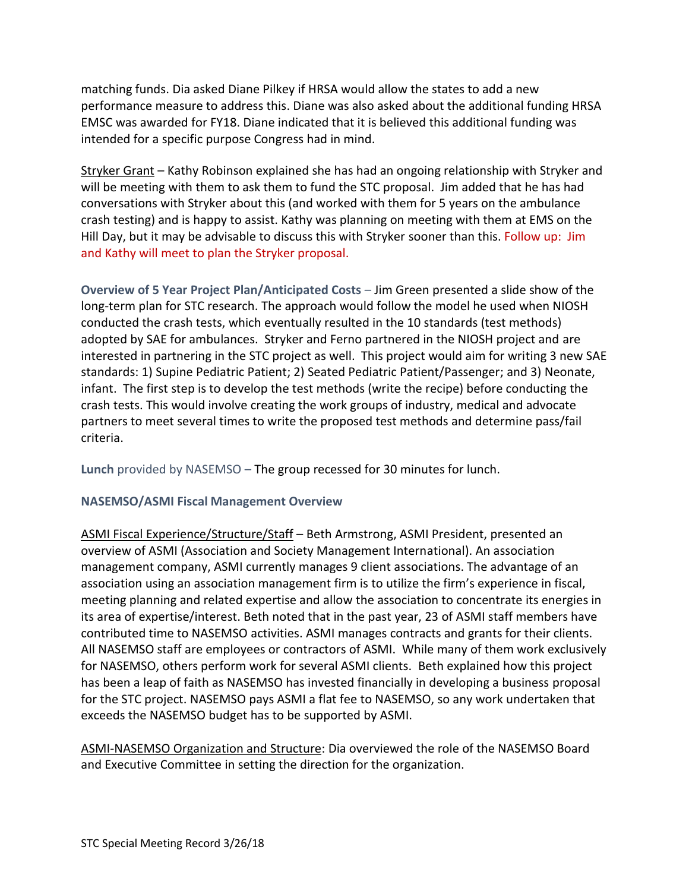matching funds. Dia asked Diane Pilkey if HRSA would allow the states to add a new performance measure to address this. Diane was also asked about the additional funding HRSA EMSC was awarded for FY18. Diane indicated that it is believed this additional funding was intended for a specific purpose Congress had in mind.

Stryker Grant – Kathy Robinson explained she has had an ongoing relationship with Stryker and will be meeting with them to ask them to fund the STC proposal. Jim added that he has had conversations with Stryker about this (and worked with them for 5 years on the ambulance crash testing) and is happy to assist. Kathy was planning on meeting with them at EMS on the Hill Day, but it may be advisable to discuss this with Stryker sooner than this. Follow up: Jim and Kathy will meet to plan the Stryker proposal.

**Overview of 5 Year Project Plan/Anticipated Costs** – Jim Green presented a slide show of the long-term plan for STC research. The approach would follow the model he used when NIOSH conducted the crash tests, which eventually resulted in the 10 standards (test methods) adopted by SAE for ambulances. Stryker and Ferno partnered in the NIOSH project and are interested in partnering in the STC project as well. This project would aim for writing 3 new SAE standards: 1) Supine Pediatric Patient; 2) Seated Pediatric Patient/Passenger; and 3) Neonate, infant. The first step is to develop the test methods (write the recipe) before conducting the crash tests. This would involve creating the work groups of industry, medical and advocate partners to meet several times to write the proposed test methods and determine pass/fail criteria.

**Lunch** provided by NASEMSO – The group recessed for 30 minutes for lunch.

**NASEMSO/ASMI Fiscal Management Overview**

ASMI Fiscal Experience/Structure/Staff – Beth Armstrong, ASMI President, presented an overview of ASMI (Association and Society Management International). An association management company, ASMI currently manages 9 client associations. The advantage of an association using an association management firm is to utilize the firm's experience in fiscal, meeting planning and related expertise and allow the association to concentrate its energies in its area of expertise/interest. Beth noted that in the past year, 23 of ASMI staff members have contributed time to NASEMSO activities. ASMI manages contracts and grants for their clients. All NASEMSO staff are employees or contractors of ASMI. While many of them work exclusively for NASEMSO, others perform work for several ASMI clients. Beth explained how this project has been a leap of faith as NASEMSO has invested financially in developing a business proposal for the STC project. NASEMSO pays ASMI a flat fee to NASEMSO, so any work undertaken that exceeds the NASEMSO budget has to be supported by ASMI.

ASMI-NASEMSO Organization and Structure: Dia overviewed the role of the NASEMSO Board and Executive Committee in setting the direction for the organization.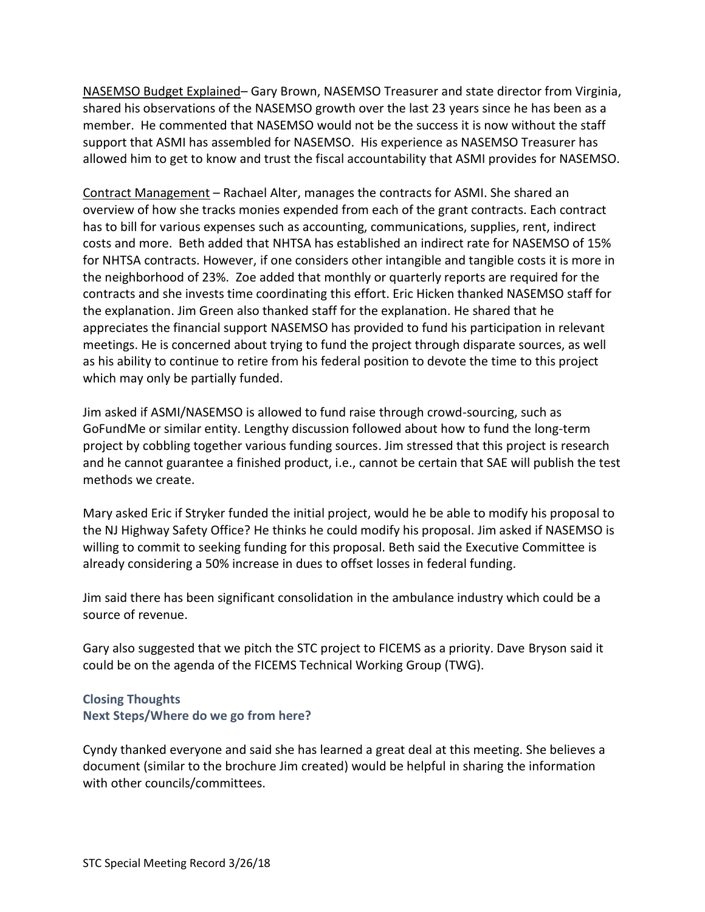<u>NASEMSO Budget Explained</u>– Gary Brown, NASEMSO Treasurer and state director from Virginia, shared his observations of the NASEMSO growth over the last 23 years since he has been as a member. He commented that NASEMSO would not be the success it is now without the staff support that ASMI has assembled for NASEMSO. His experience as NASEMSO Treasurer has allowed him to get to know and trust the fiscal accountability that ASMI provides for NASEMSO.

<u>Contract Management</u> – Rachael Alter, manages the contracts for ASMI. She shared an overview of how she tracks monies expended from each of the grant contracts. Each contract has to bill for various expenses such as accounting, communications, supplies, rent, indirect costs and more. Beth added that NHTSA has established an indirect rate for NASEMSO of 15% for NHTSA contracts. However, if one considers other intangible and tangible costs it is more in the neighborhood of 23%. Zoe added that monthly or quarterly reports are required for the contracts and she invests time coordinating this effort. Eric Hicken thanked NASEMSO staff for the explanation. Jim Green also thanked staff for the explanation. He shared that he appreciates the financial support NASEMSO has provided to fund his participation in relevant meetings. He is concerned about trying to fund the project through disparate sources, as well as his ability to continue to retire from his federal position to devote the time to this project which may only be partially funded.

Jim asked if ASMI/NASEMSO is allowed to fund raise through crowd-sourcing, such as GoFundMe or similar entity. Lengthy discussion followed about how to fund the long-term project by cobbling together various funding sources. Jim stressed that this project is research and he cannot guarantee a finished product, i.e., cannot be certain that SAE will publish the test methods we create.

Mary asked Eric if Stryker funded the initial project, would he be able to modify his proposal to the NJ Highway Safety Office? He thinks he could modify his proposal. Jim asked if NASEMSO is willing to commit to seeking funding for this proposal. Beth said the Executive Committee is already considering a 50% increase in dues to offset losses in federal funding.

Jim said there has been significant consolidation in the ambulance industry which could be a source of revenue.

Gary also suggested that we pitch the STC project to FICEMS as a priority. Dave Bryson said it could be on the agenda of the FICEMS Technical Working Group (TWG).

### Closing Thoughts
### Next Steps/Where do we go from here?

Cyndy thanked everyone and said she has learned a great deal at this meeting. She believes a document (similar to the brochure Jim created) would be helpful in sharing the information with other councils/committees.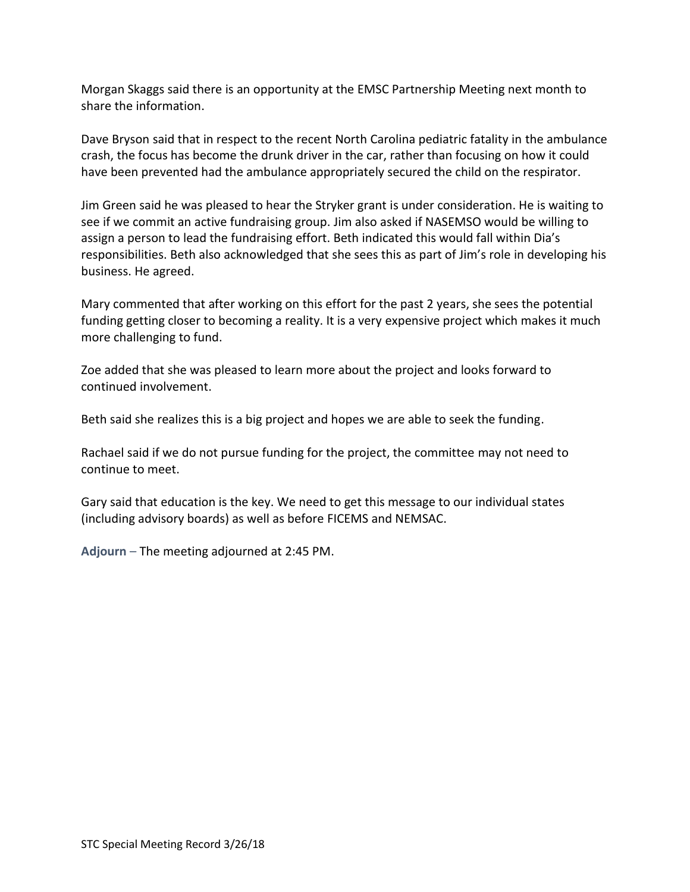Morgan Skaggs said there is an opportunity at the EMSC Partnership Meeting next month to share the information.

Dave Bryson said that in respect to the recent North Carolina pediatric fatality in the ambulance crash, the focus has become the drunk driver in the car, rather than focusing on how it could have been prevented had the ambulance appropriately secured the child on the respirator.

Jim Green said he was pleased to hear the Stryker grant is under consideration. He is waiting to see if we commit an active fundraising group. Jim also asked if NASEMSO would be willing to assign a person to lead the fundraising effort. Beth indicated this would fall within Dia's responsibilities. Beth also acknowledged that she sees this as part of Jim's role in developing his business. He agreed.

Mary commented that after working on this effort for the past 2 years, she sees the potential funding getting closer to becoming a reality. It is a very expensive project which makes it much more challenging to fund.

Zoe added that she was pleased to learn more about the project and looks forward to continued involvement.

Beth said she realizes this is a big project and hopes we are able to seek the funding.

Rachael said if we do not pursue funding for the project, the committee may not need to continue to meet.

Gary said that education is the key. We need to get this message to our individual states (including advisory boards) as well as before FICEMS and NEMSAC.

**Adjourn** – The meeting adjourned at 2:45 PM.